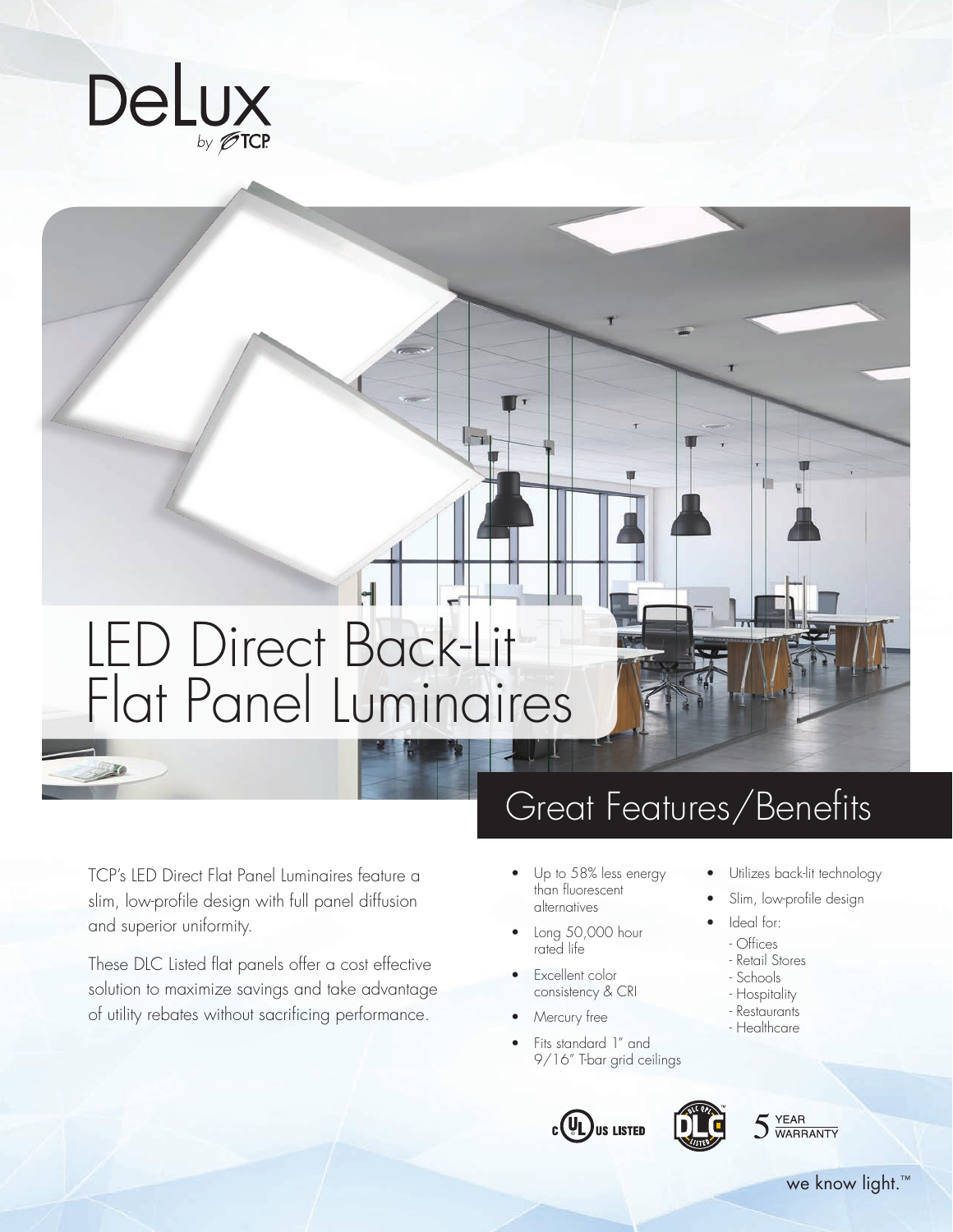DeLux by TCP

# LED Direct Back-Lit Flat Panel Luminaires

TCP's LED Direct Flat Panel Luminaires feature a slim, low-profile design with full panel diffusion and superior uniformity.

These DLC Listed flat panels offer a cost effective solution to maximize savings and take advantage of utility rebates without sacrificing performance.

## Great Features/Benefits

- Up to 58% less energy than fluorescent alternatives
- Long 50,000 hour rated life
- Excellent color consistency & CRI
- Mercury free
- Fits standard 1" and 9/16" T-bar grid ceilings
- Utilizes back-lit technology
- Slim, low-profile design
- Ideal for:
  - Offices
  - Retail Stores
  - Schools
  - Hospitality
  - Restaurants
  - Healthcare

c UL US LISTED | DLC QPL LISTED | 5 YEAR WARRANTY

we know light.™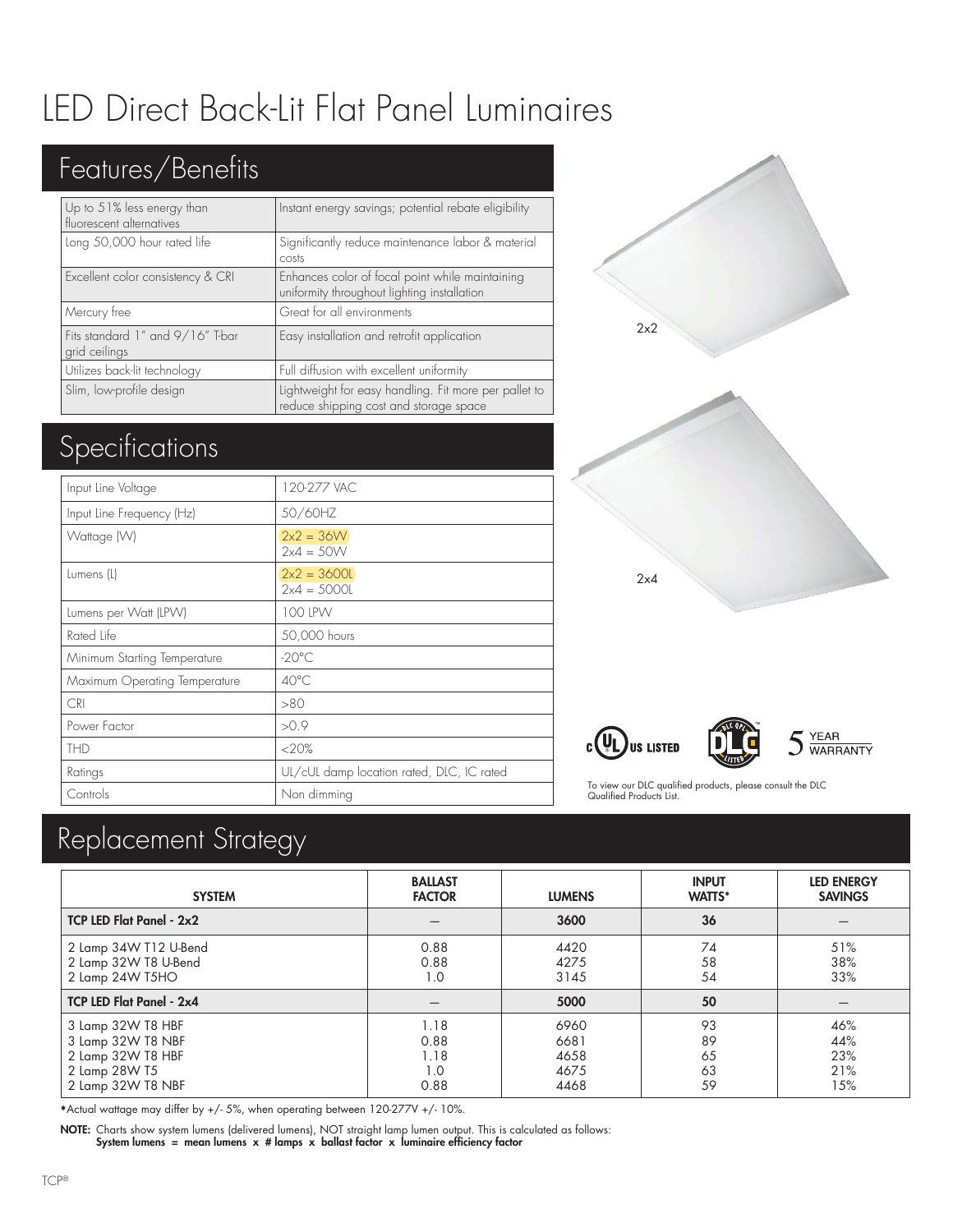# LED Direct Back-Lit Flat Panel Luminaires

## Features/Benefits

| | |
|---|---|
| Up to 51% less energy than fluorescent alternatives | Instant energy savings; potential rebate eligibility |
| Long 50,000 hour rated life | Significantly reduce maintenance labor & material costs |
| Excellent color consistency & CRI | Enhances color of focal point while maintaining uniformity throughout lighting installation |
| Mercury free | Great for all environments |
| Fits standard 1" and 9/16" T-bar grid ceilings | Easy installation and retrofit application |
| Utilizes back-lit technology | Full diffusion with excellent uniformity |
| Slim, low-profile design | Lightweight for easy handling. Fit more per pallet to reduce shipping cost and storage space |

2x2

2x4

## Specifications

| | |
|---|---|
| Input Line Voltage | 120-277 VAC |
| Input Line Frequency (Hz) | 50/60HZ |
| Wattage (W) | 2x2 = 36W<br>2x4 = 50W |
| Lumens (L) | 2x2 = 3600L<br>2x4 = 5000L |
| Lumens per Watt (LPW) | 100 LPW |
| Rated Life | 50,000 hours |
| Minimum Starting Temperature | -20°C |
| Maximum Operating Temperature | 40°C |
| CRI | >80 |
| Power Factor | >0.9 |
| THD | <20% |
| Ratings | UL/cUL damp location rated, DLC, IC rated |
| Controls | Non dimming |

c UL US LISTED — DLC QPL LISTED — 5 YEAR WARRANTY

To view our DLC qualified products, please consult the DLC Qualified Products List.

## Replacement Strategy

| SYSTEM | BALLAST FACTOR | LUMENS | INPUT WATTS* | LED ENERGY SAVINGS |
|---|---|---|---|---|
| **TCP LED Flat Panel - 2x2** | — | **3600** | **36** | — |
| 2 Lamp 34W T12 U-Bend | 0.88 | 4420 | 74 | 51% |
| 2 Lamp 32W T8 U-Bend | 0.88 | 4275 | 58 | 38% |
| 2 Lamp 24W T5HO | 1.0 | 3145 | 54 | 33% |
| **TCP LED Flat Panel - 2x4** | — | **5000** | **50** | — |
| 3 Lamp 32W T8 HBF | 1.18 | 6960 | 93 | 46% |
| 3 Lamp 32W T8 NBF | 0.88 | 6681 | 89 | 44% |
| 2 Lamp 32W T8 HBF | 1.18 | 4658 | 65 | 23% |
| 2 Lamp 28W T5 | 1.0 | 4675 | 63 | 21% |
| 2 Lamp 32W T8 NBF | 0.88 | 4468 | 59 | 15% |

*Actual wattage may differ by +/- 5%, when operating between 120-277V +/- 10%.

**NOTE:** Charts show system lumens (delivered lumens), NOT straight lamp lumen output. This is calculated as follows:
**System lumens = mean lumens x # lamps x ballast factor x luminaire efficiency factor**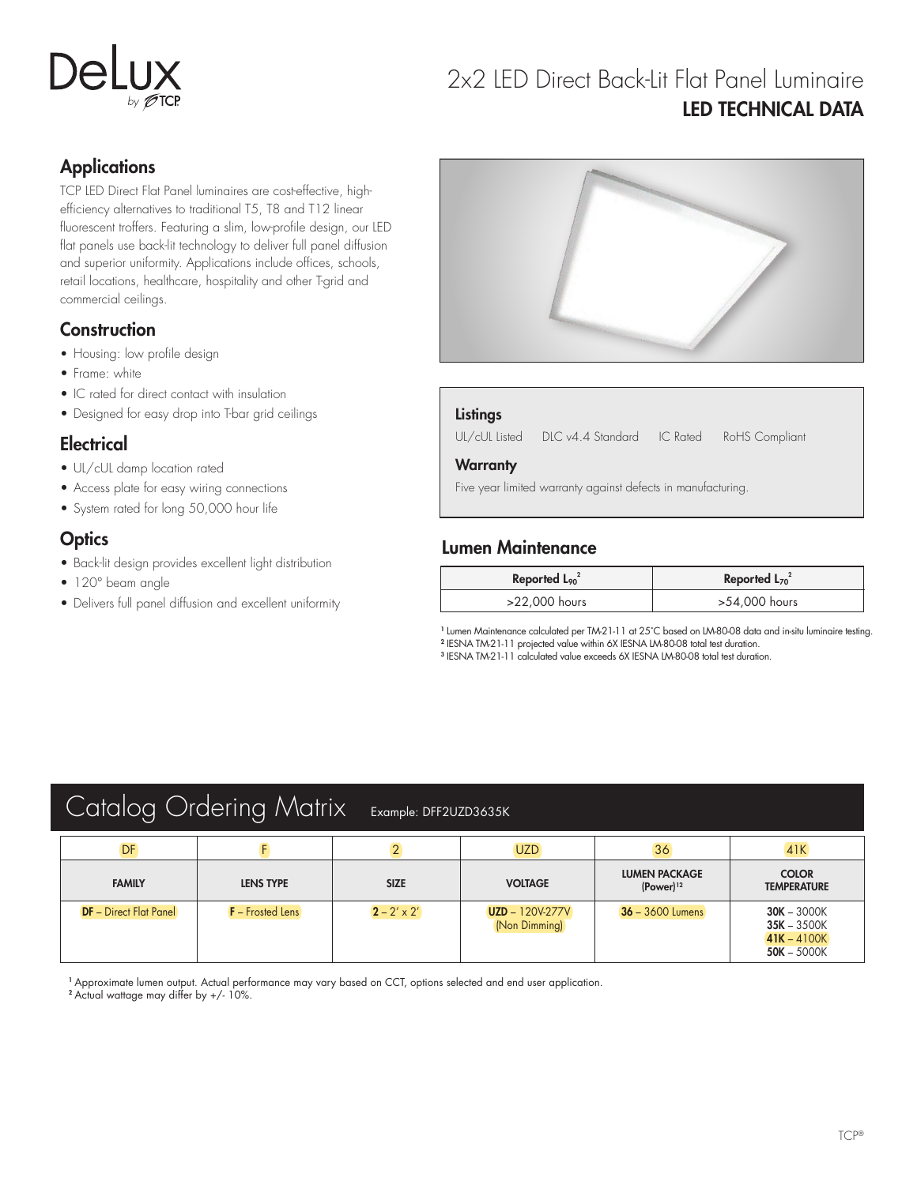DeLux by TCP

# 2x2 LED Direct Back-Lit Flat Panel Luminaire
## LED TECHNICAL DATA

## Applications

TCP LED Direct Flat Panel luminaires are cost-effective, high-efficiency alternatives to traditional T5, T8 and T12 linear fluorescent troffers. Featuring a slim, low-profile design, our LED flat panels use back-lit technology to deliver full panel diffusion and superior uniformity. Applications include offices, schools, retail locations, healthcare, hospitality and other T-grid and commercial ceilings.

## Construction

- Housing: low profile design
- Frame: white
- IC rated for direct contact with insulation
- Designed for easy drop into T-bar grid ceilings

## Electrical

- UL/cUL damp location rated
- Access plate for easy wiring connections
- System rated for long 50,000 hour life

## Optics

- Back-lit design provides excellent light distribution
- 120° beam angle
- Delivers full panel diffusion and excellent uniformity

### Listings

UL/cUL Listed DLC v4.4 Standard IC Rated RoHS Compliant

### Warranty

Five year limited warranty against defects in manufacturing.

## Lumen Maintenance

| Reported $L_{90}$[2] | Reported $L_{70}$[2] |
| --- | --- |
| >22,000 hours | >54,000 hours |

[1] Lumen Maintenance calculated per TM-21-11 at 25°C based on LM-80-08 data and in-situ luminaire testing.
[2] IESNA TM-21-11 projected value within 6X IESNA LM-80-08 total test duration.
[3] IESNA TM-21-11 calculated value exceeds 6X IESNA LM-80-08 total test duration.

## Catalog Ordering Matrix

Example: DFF2UZD3635K

| DF | F | 2 | UZD | 36 | 41K |
| --- | --- | --- | --- | --- | --- |
| **FAMILY** | **LENS TYPE** | **SIZE** | **VOLTAGE** | **LUMEN PACKAGE (Power)**[12] | **COLOR TEMPERATURE** |
| **DF** – Direct Flat Panel | **F** – Frosted Lens | **2** – 2′ x 2′ | **UZD** – 120V-277V (Non Dimming) | **36** – 3600 Lumens | **30K** – 3000K<br>**35K** – 3500K<br>**41K** – 4100K<br>**50K** – 5000K |

[1] Approximate lumen output. Actual performance may vary based on CCT, options selected and end user application.
[2] Actual wattage may differ by +/- 10%.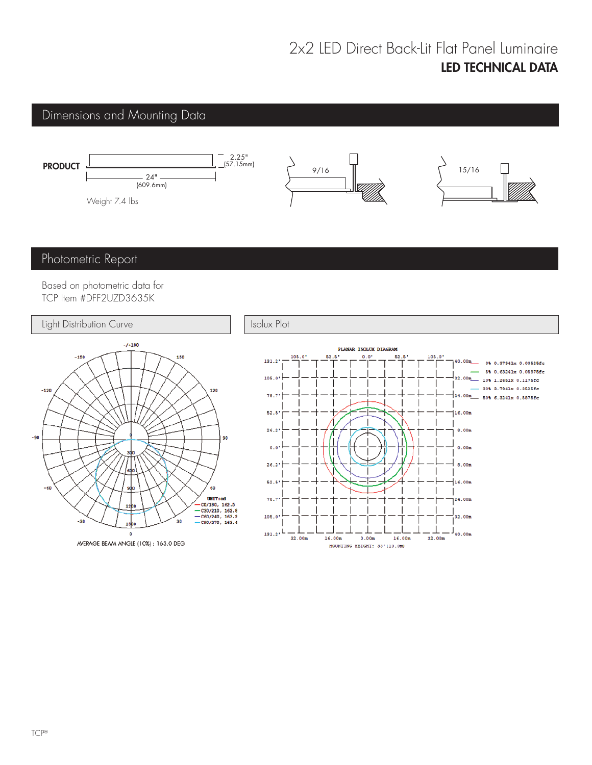# 2x2 LED Direct Back-Lit Flat Panel Luminaire

## LED TECHNICAL DATA

## Dimensions and Mounting Data

**PRODUCT**

2.25"
(57.15mm)

24"
(609.6mm)

Weight 7.4 lbs

9/16

15/16

## Photometric Report

Based on photometric data for
TCP Item #DFF2UZD3635K

### Light Distribution Curve

-/+180

-150
150
-120
120
-90
90
-60
60
-30
30
0

0
300
600
900
1200
1500

UNIT:cd
C0/180, 162.5
C30/210, 162.8
C60/240, 163.2
C90/270, 163.4

AVERAGE BEAM ANGLE (10%) : 163.0 DEG

### Isolux Plot

PLANAR ISOLUX DIAGRAM

105.0'
52.5'
0.0'
52.5'
105.0'

131.2'
105.0'
78.7'
52.5'
26.2'
0.0'
26.2'
52.5'
78.7'
105.0'
131.2'

40.00m
32.00m
24.00m
16.00m
8.00m
0.00m
8.00m
16.00m
24.00m
32.00m
40.00m

32.00m
16.00m
0.00m
16.00m
32.00m

3% 0.3764lx 0.03525fc
5% 0.6324lx 0.05875fc
10% 1.2651x 0.1175fc
30% 3.7941x 0.3525fc
50% 6.3241x 0.5875fc

MOUNTING HEIGHT: 33'(10.0m)